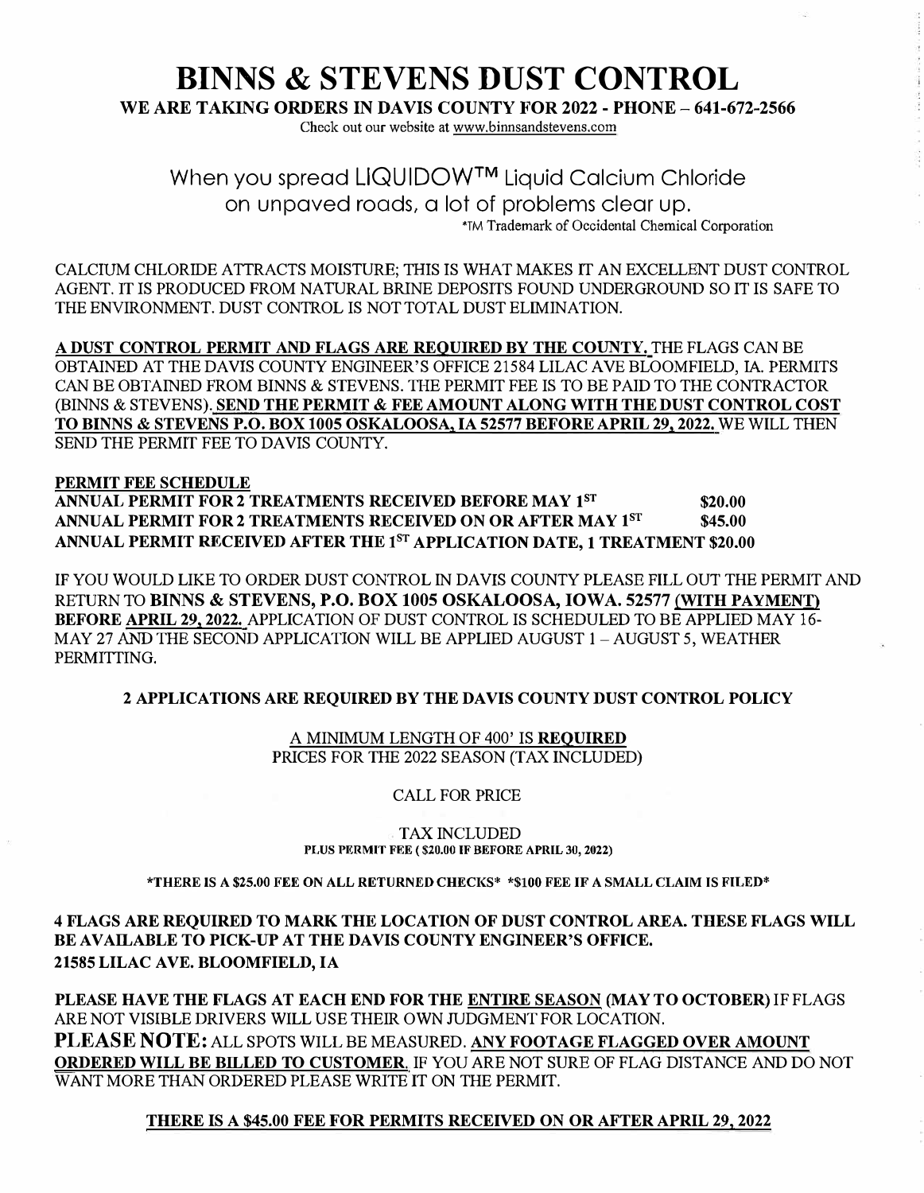# BINNS & STEVENS DUST CONTROL

**WE ARE TAKING ORDERS IN DAVIS COUNTY FOR 2022 - PHONE – 641-672-2566**

Check out our website at www.binnsandstevens.com

## When you spread LIQUIDOW™ Liquid Calcium Chloride on unpaved roads, a lot of problems clear up.

*TM Trademark of Occidental Chemical Corporation

CALCIUM CHLORIDE ATTRACTS MOISTURE; THIS IS WHAT MAKES IT AN EXCELLENT DUST CONTROL AGENT. IT IS PRODUCED FROM NATURAL BRINE DEPOSITS FOUND UNDERGROUND SO IT IS SAFE TO THE ENVIRONMENT. DUST CONTROL IS NOT TOTAL DUST ELIMINATION.

**A DUST CONTROL PERMIT AND FLAGS ARE REQUIRED BY THE COUNTY.** THE FLAGS CAN BE OBTAINED AT THE DAVIS COUNTY ENGINEER'S OFFICE 21584 LILAC AVE BLOOMFIELD, IA. PERMITS CAN BE OBTAINED FROM BINNS & STEVENS. THE PERMIT FEE IS TO BE PAID TO THE CONTRACTOR (BINNS & STEVENS). **SEND THE PERMIT & FEE AMOUNT ALONG WITH THE DUST CONTROL COST TO BINNS & STEVENS P.O. BOX 1005 OSKALOOSA, IA 52577 BEFORE APRIL 29, 2022.** WE WILL THEN SEND THE PERMIT FEE TO DAVIS COUNTY.

**PERMIT FEE SCHEDULE**

| | |
|---|---|
| **ANNUAL PERMIT FOR 2 TREATMENTS RECEIVED BEFORE MAY 1ST** | **$20.00** |
| **ANNUAL PERMIT FOR 2 TREATMENTS RECEIVED ON OR AFTER MAY 1ST** | **$45.00** |
| **ANNUAL PERMIT RECEIVED AFTER THE 1ST APPLICATION DATE, 1 TREATMENT** | **$20.00** |

IF YOU WOULD LIKE TO ORDER DUST CONTROL IN DAVIS COUNTY PLEASE FILL OUT THE PERMIT AND RETURN TO **BINNS & STEVENS, P.O. BOX 1005 OSKALOOSA, IOWA. 52577 (WITH PAYMENT) BEFORE APRIL 29, 2022.** APPLICATION OF DUST CONTROL IS SCHEDULED TO BE APPLIED MAY 16-MAY 27 AND THE SECOND APPLICATION WILL BE APPLIED AUGUST 1 – AUGUST 5, WEATHER PERMITTING.

**2 APPLICATIONS ARE REQUIRED BY THE DAVIS COUNTY DUST CONTROL POLICY**

A MINIMUM LENGTH OF 400' IS **REQUIRED**

PRICES FOR THE 2022 SEASON (TAX INCLUDED)

CALL FOR PRICE

TAX INCLUDED

**PLUS PERMIT FEE ( $20.00 IF BEFORE APRIL 30, 2022)**

**\*THERE IS A $25.00 FEE ON ALL RETURNED CHECKS\* \*$100 FEE IF A SMALL CLAIM IS FILED\***

**4 FLAGS ARE REQUIRED TO MARK THE LOCATION OF DUST CONTROL AREA. THESE FLAGS WILL BE AVAILABLE TO PICK-UP AT THE DAVIS COUNTY ENGINEER'S OFFICE. 21585 LILAC AVE. BLOOMFIELD, IA**

**PLEASE HAVE THE FLAGS AT EACH END FOR THE ENTIRE SEASON (MAY TO OCTOBER)** IF FLAGS ARE NOT VISIBLE DRIVERS WILL USE THEIR OWN JUDGMENT FOR LOCATION.

**PLEASE NOTE:** ALL SPOTS WILL BE MEASURED. **ANY FOOTAGE FLAGGED OVER AMOUNT ORDERED WILL BE BILLED TO CUSTOMER.** IF YOU ARE NOT SURE OF FLAG DISTANCE AND DO NOT WANT MORE THAN ORDERED PLEASE WRITE IT ON THE PERMIT.

**THERE IS A $45.00 FEE FOR PERMITS RECEIVED ON OR AFTER APRIL 29, 2022**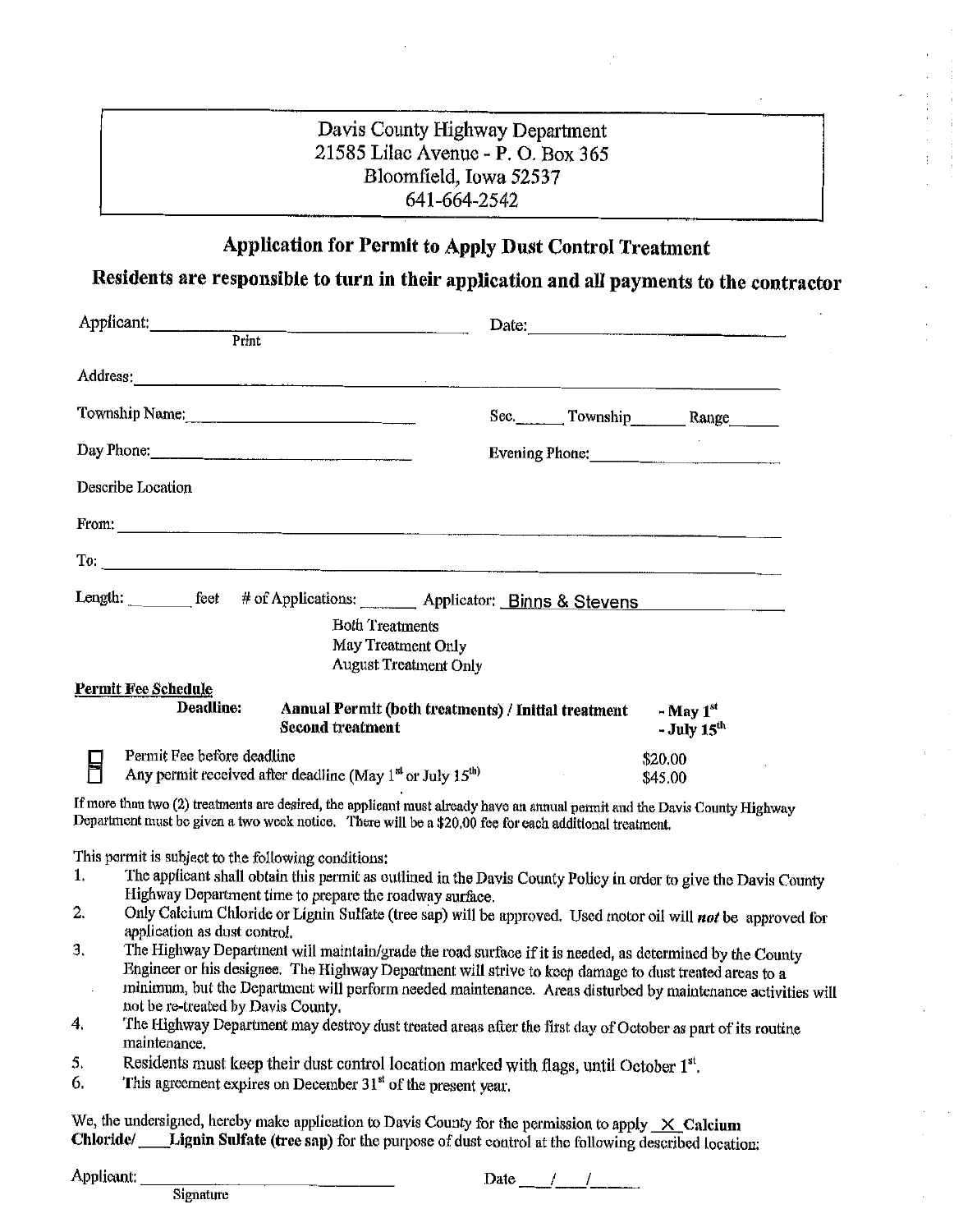Davis County Highway Department
21585 Lilac Avenue - P. O. Box 365
Bloomfield, Iowa 52537
641-664-2542

## Application for Permit to Apply Dust Control Treatment

## Residents are responsible to turn in their application and all payments to the contractor

Applicant: ______________________ Date: ______________________
Print

Address: ____________________________________________

Township Name: ______________________ Sec.______ Township______ Range______

Day Phone: ______________________ Evening Phone: ______________________

Describe Location

From: ____________________________________________

To: ____________________________________________

Length: ________ feet # of Applications: ________ Applicator: Binns & Stevens

Both Treatments
May Treatment Only
August Treatment Only

**Permit Fee Schedule**

| | | |
|---|---|---|
| **Deadline:** | **Annual Permit (both treatments) / Initial treatment** | **- May 1st** |
| | **Second treatment** | **- July 15th** |

| | | |
|---|---|---|
| ☐ | Permit Fee before deadline | $20.00 |
| ☐ | Any permit received after deadline (May 1st or July 15th) | $45.00 |

If more than two (2) treatments are desired, the applicant must already have an annual permit and the Davis County Highway Department must be given a two week notice. There will be a $20.00 fee for each additional treatment.

This permit is subject to the following conditions:

1. The applicant shall obtain this permit as outlined in the Davis County Policy in order to give the Davis County Highway Department time to prepare the roadway surface.
2. Only Calcium Chloride or Lignin Sulfate (tree sap) will be approved. Used motor oil will ***not*** be approved for application as dust control.
3. The Highway Department will maintain/grade the road surface if it is needed, as determined by the County Engineer or his designee. The Highway Department will strive to keep damage to dust treated areas to a minimum, but the Department will perform needed maintenance. Areas disturbed by maintenance activities will not be re-treated by Davis County.
4. The Highway Department may destroy dust treated areas after the first day of October as part of its routine maintenance.
5. Residents must keep their dust control location marked with flags, until October 1st.
6. This agreement expires on December 31st of the present year.

We, the undersigned, hereby make application to Davis County for the permission to apply X **Calcium Chloride/** ____ **Lignin Sulfate (tree sap)** for the purpose of dust control at the following described location:

Applicant: ______________________ Date ___/___/_____
Signature